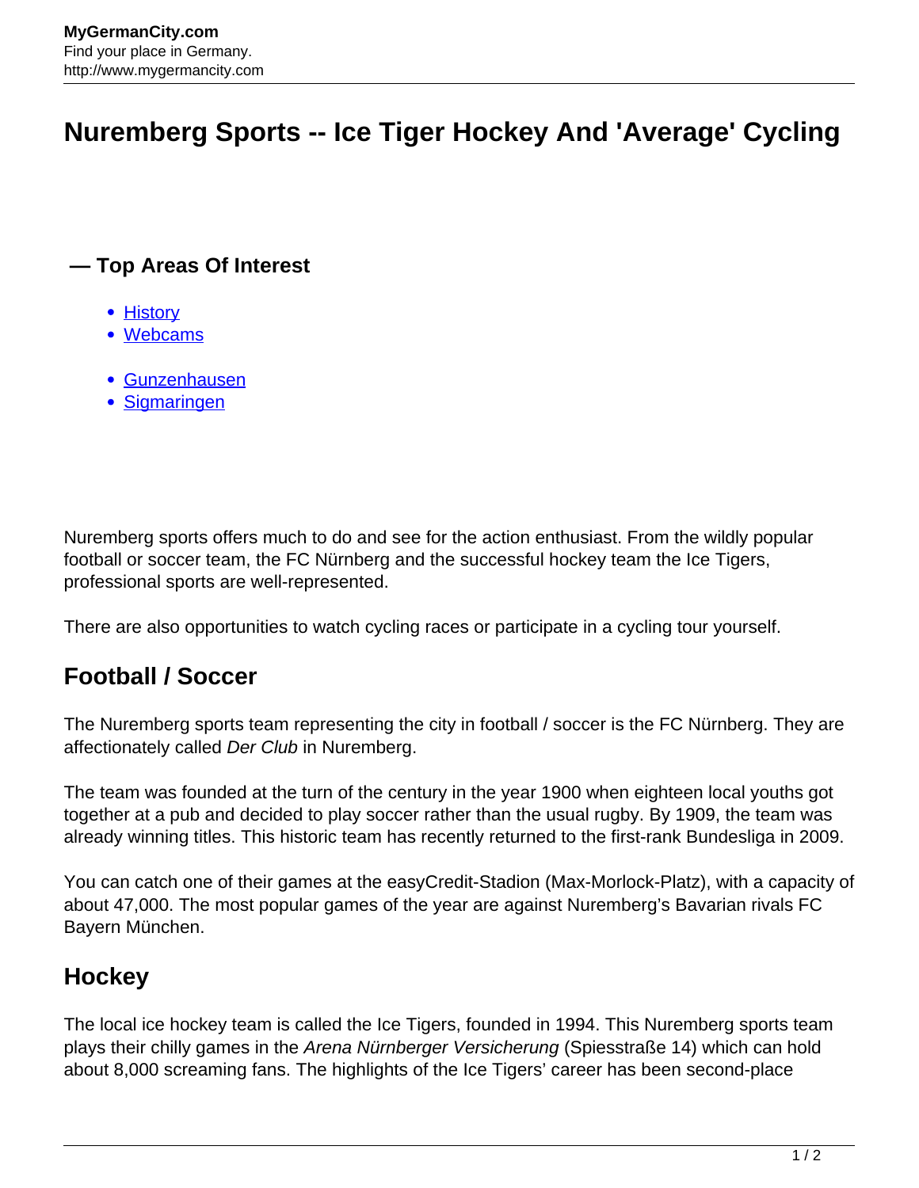# Nuremberg Sports -- Ice Tiger Hockey And 'Average' Cycling

## — Top Areas Of Interest

- History
- Webcams

- Gunzenhausen
- Sigmaringen

Nuremberg sports offers much to do and see for the action enthusiast. From the wildly popular football or soccer team, the FC Nürnberg and the successful hockey team the Ice Tigers, professional sports are well-represented.

There are also opportunities to watch cycling races or participate in a cycling tour yourself.

## Football / Soccer

The Nuremberg sports team representing the city in football / soccer is the FC Nürnberg. They are affectionately called *Der Club* in Nuremberg.

The team was founded at the turn of the century in the year 1900 when eighteen local youths got together at a pub and decided to play soccer rather than the usual rugby. By 1909, the team was already winning titles. This historic team has recently returned to the first-rank Bundesliga in 2009.

You can catch one of their games at the easyCredit-Stadion (Max-Morlock-Platz), with a capacity of about 47,000. The most popular games of the year are against Nuremberg's Bavarian rivals FC Bayern München.

## Hockey

The local ice hockey team is called the Ice Tigers, founded in 1994. This Nuremberg sports team plays their chilly games in the *Arena Nürnberger Versicherung* (Spiesstraße 14) which can hold about 8,000 screaming fans. The highlights of the Ice Tigers' career has been second-place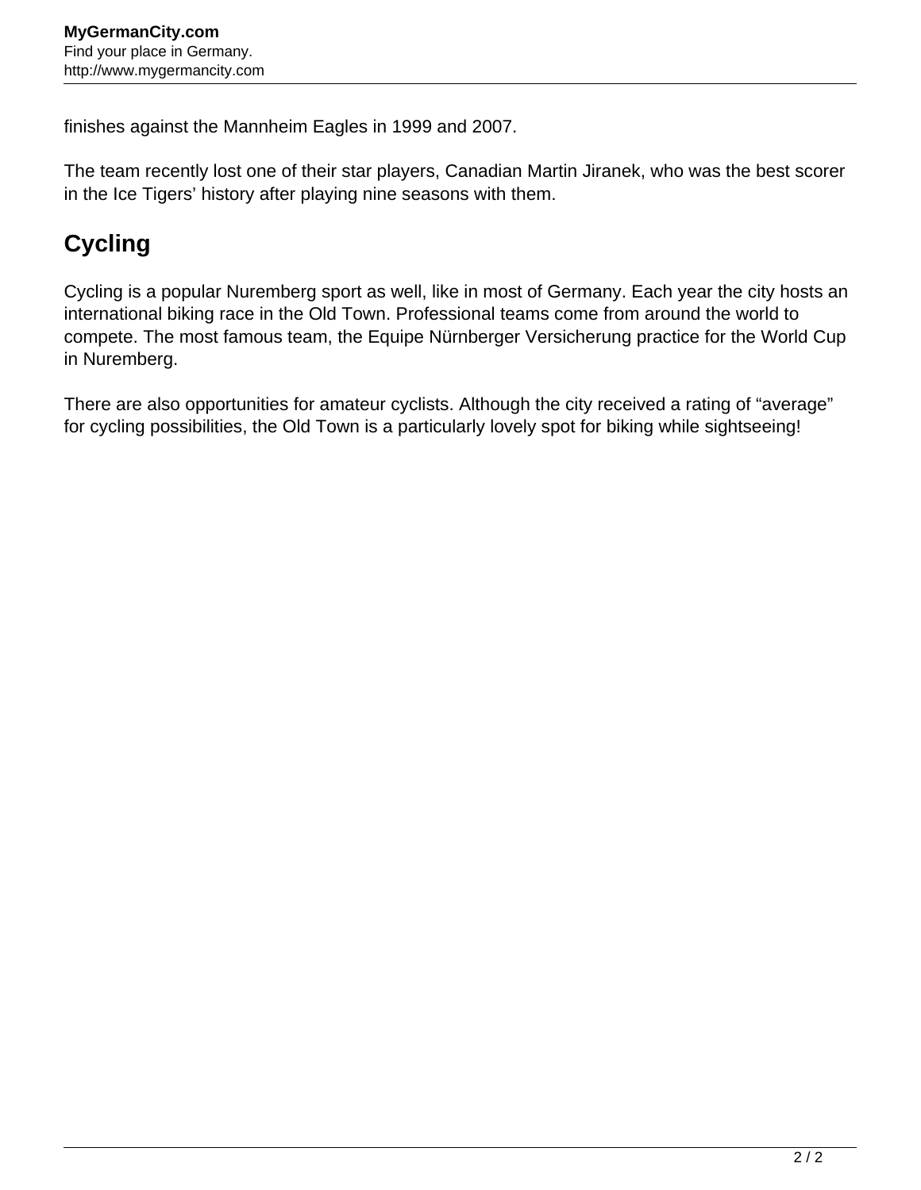finishes against the Mannheim Eagles in 1999 and 2007.

The team recently lost one of their star players, Canadian Martin Jiranek, who was the best scorer in the Ice Tigers' history after playing nine seasons with them.

## Cycling

Cycling is a popular Nuremberg sport as well, like in most of Germany. Each year the city hosts an international biking race in the Old Town. Professional teams come from around the world to compete. The most famous team, the Equipe Nürnberger Versicherung practice for the World Cup in Nuremberg.

There are also opportunities for amateur cyclists. Although the city received a rating of "average" for cycling possibilities, the Old Town is a particularly lovely spot for biking while sightseeing!